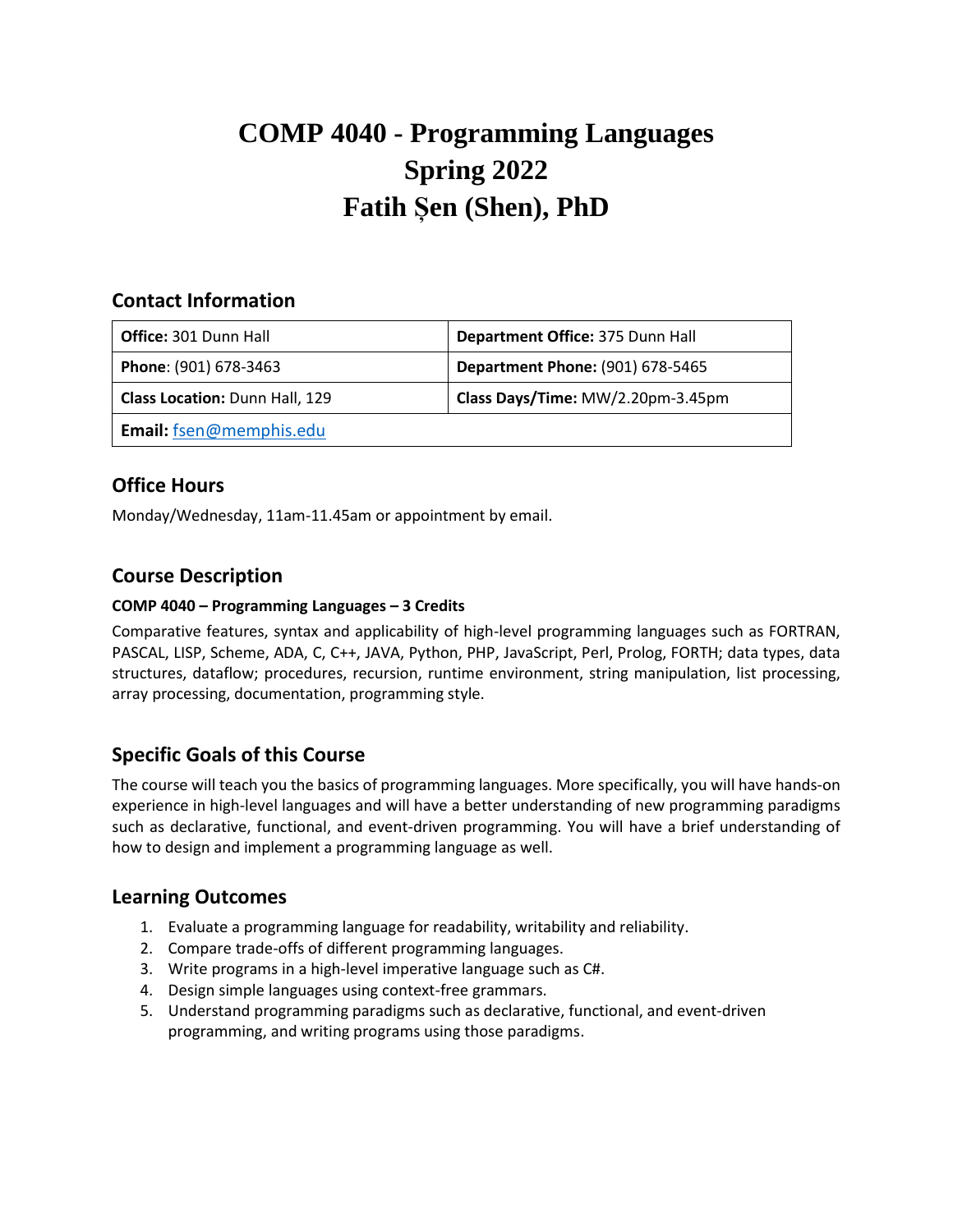# COMP 4040 - Programming Languages
# Spring 2022
# Fatih Șen (Shen), PhD

## Contact Information

| **Office:** 301 Dunn Hall | **Department Office:** 375 Dunn Hall |
|---|---|
| **Phone**: (901) 678-3463 | **Department Phone:** (901) 678-5465 |
| **Class Location:** Dunn Hall, 129 | **Class Days/Time:** MW/2.20pm-3.45pm |
| **Email:** fsen@memphis.edu | |

## Office Hours

Monday/Wednesday, 11am-11.45am or appointment by email.

## Course Description

**COMP 4040 – Programming Languages – 3 Credits**

Comparative features, syntax and applicability of high-level programming languages such as FORTRAN, PASCAL, LISP, Scheme, ADA, C, C++, JAVA, Python, PHP, JavaScript, Perl, Prolog, FORTH; data types, data structures, dataflow; procedures, recursion, runtime environment, string manipulation, list processing, array processing, documentation, programming style.

## Specific Goals of this Course

The course will teach you the basics of programming languages. More specifically, you will have hands-on experience in high-level languages and will have a better understanding of new programming paradigms such as declarative, functional, and event-driven programming. You will have a brief understanding of how to design and implement a programming language as well.

## Learning Outcomes

1. Evaluate a programming language for readability, writability and reliability.
2. Compare trade-offs of different programming languages.
3. Write programs in a high-level imperative language such as C#.
4. Design simple languages using context-free grammars.
5. Understand programming paradigms such as declarative, functional, and event-driven programming, and writing programs using those paradigms.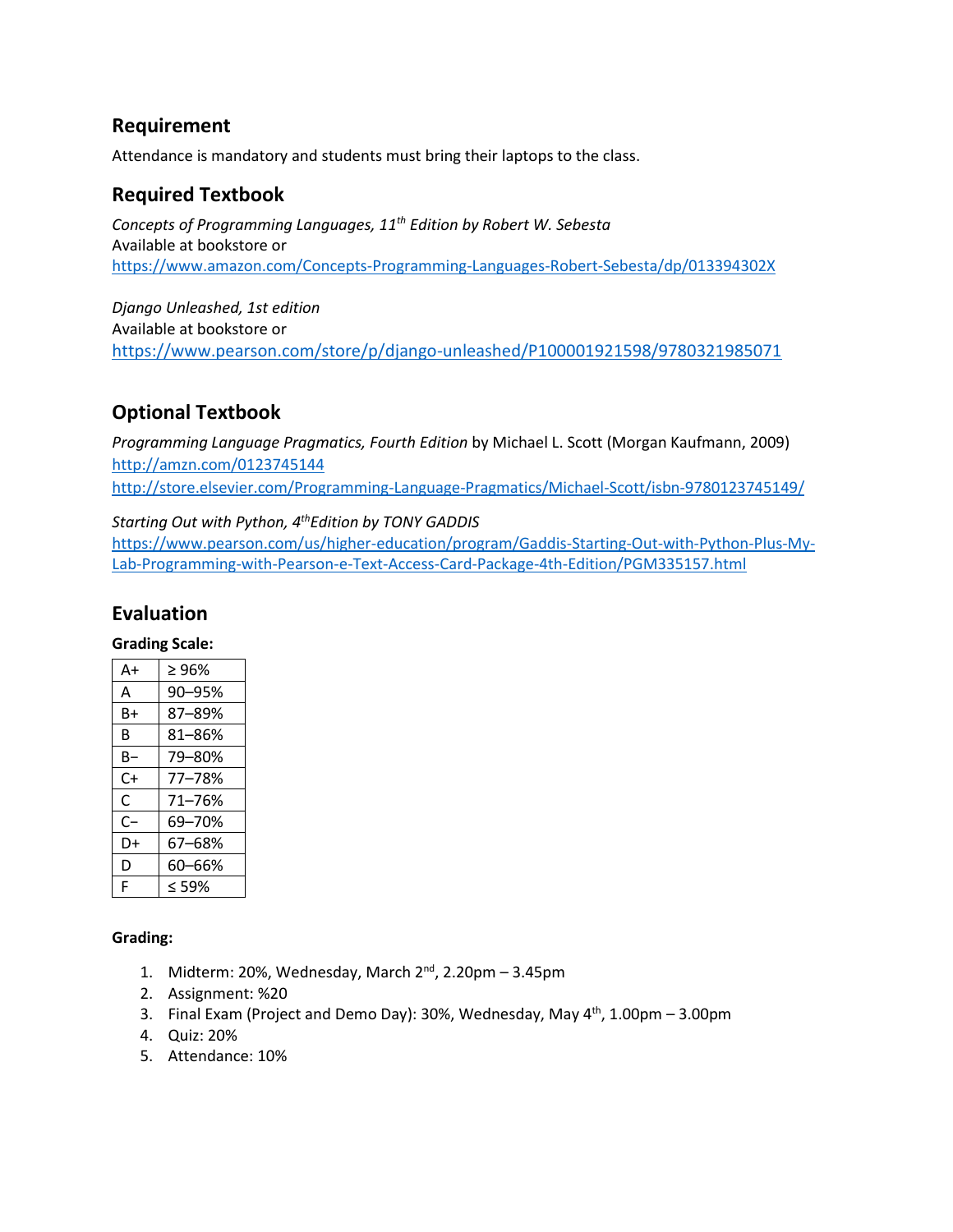## Requirement

Attendance is mandatory and students must bring their laptops to the class.

## Required Textbook

*Concepts of Programming Languages, 11th Edition by Robert W. Sebesta*
Available at bookstore or
https://www.amazon.com/Concepts-Programming-Languages-Robert-Sebesta/dp/013394302X

*Django Unleashed, 1st edition*
Available at bookstore or
https://www.pearson.com/store/p/django-unleashed/P100001921598/9780321985071

## Optional Textbook

*Programming Language Pragmatics, Fourth Edition* by Michael L. Scott (Morgan Kaufmann, 2009)
http://amzn.com/0123745144
http://store.elsevier.com/Programming-Language-Pragmatics/Michael-Scott/isbn-9780123745149/

*Starting Out with Python, 4th Edition by TONY GADDIS*
https://www.pearson.com/us/higher-education/program/Gaddis-Starting-Out-with-Python-Plus-My-Lab-Programming-with-Pearson-e-Text-Access-Card-Package-4th-Edition/PGM335157.html

## Evaluation

**Grading Scale:**

| A+ | ≥ 96% |
|---|---|
| A | 90–95% |
| B+ | 87–89% |
| B | 81–86% |
| B− | 79–80% |
| C+ | 77–78% |
| C | 71–76% |
| C− | 69–70% |
| D+ | 67–68% |
| D | 60–66% |
| F | ≤ 59% |

**Grading:**

1. Midterm: 20%, Wednesday, March 2nd, 2.20pm – 3.45pm
2. Assignment: %20
3. Final Exam (Project and Demo Day): 30%, Wednesday, May 4th, 1.00pm – 3.00pm
4. Quiz: 20%
5. Attendance: 10%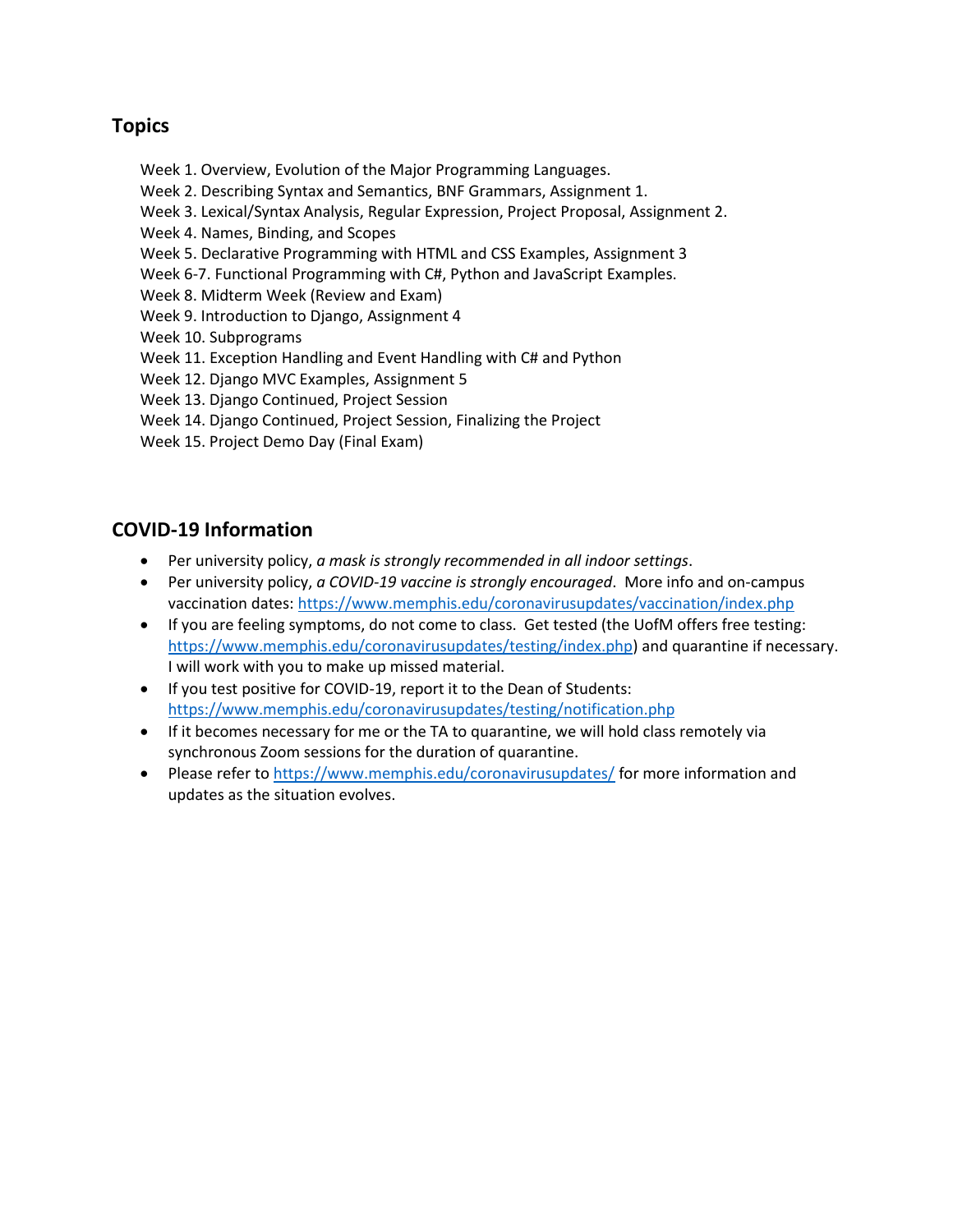## Topics

Week 1. Overview, Evolution of the Major Programming Languages.
Week 2. Describing Syntax and Semantics, BNF Grammars, Assignment 1.
Week 3. Lexical/Syntax Analysis, Regular Expression, Project Proposal, Assignment 2.
Week 4. Names, Binding, and Scopes
Week 5. Declarative Programming with HTML and CSS Examples, Assignment 3
Week 6-7. Functional Programming with C#, Python and JavaScript Examples.
Week 8. Midterm Week (Review and Exam)
Week 9. Introduction to Django, Assignment 4
Week 10. Subprograms
Week 11. Exception Handling and Event Handling with C# and Python
Week 12. Django MVC Examples, Assignment 5
Week 13. Django Continued, Project Session
Week 14. Django Continued, Project Session, Finalizing the Project
Week 15. Project Demo Day (Final Exam)

## COVID-19 Information

- Per university policy, *a mask is strongly recommended in all indoor settings*.
- Per university policy, *a COVID-19 vaccine is strongly encouraged*. More info and on-campus vaccination dates: https://www.memphis.edu/coronavirusupdates/vaccination/index.php
- If you are feeling symptoms, do not come to class. Get tested (the UofM offers free testing: https://www.memphis.edu/coronavirusupdates/testing/index.php) and quarantine if necessary. I will work with you to make up missed material.
- If you test positive for COVID-19, report it to the Dean of Students: https://www.memphis.edu/coronavirusupdates/testing/notification.php
- If it becomes necessary for me or the TA to quarantine, we will hold class remotely via synchronous Zoom sessions for the duration of quarantine.
- Please refer to https://www.memphis.edu/coronavirusupdates/ for more information and updates as the situation evolves.